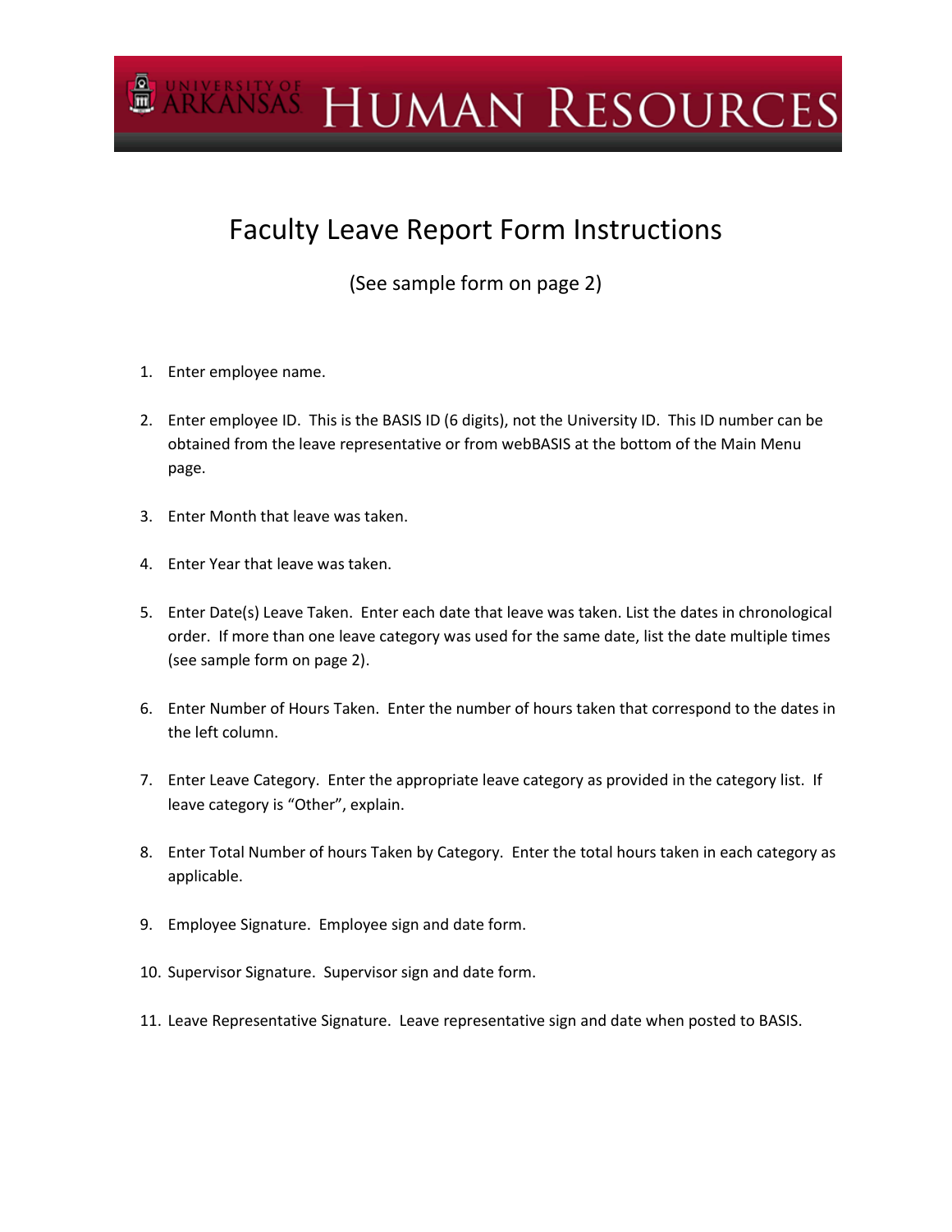UNIVERSITY OF ARKANSAS HUMAN RESOURCES

# Faculty Leave Report Form Instructions

(See sample form on page 2)

1. Enter employee name.
2. Enter employee ID. This is the BASIS ID (6 digits), not the University ID. This ID number can be obtained from the leave representative or from webBASIS at the bottom of the Main Menu page.
3. Enter Month that leave was taken.
4. Enter Year that leave was taken.
5. Enter Date(s) Leave Taken. Enter each date that leave was taken. List the dates in chronological order. If more than one leave category was used for the same date, list the date multiple times (see sample form on page 2).
6. Enter Number of Hours Taken. Enter the number of hours taken that correspond to the dates in the left column.
7. Enter Leave Category. Enter the appropriate leave category as provided in the category list. If leave category is "Other", explain.
8. Enter Total Number of hours Taken by Category. Enter the total hours taken in each category as applicable.
9. Employee Signature. Employee sign and date form.
10. Supervisor Signature. Supervisor sign and date form.
11. Leave Representative Signature. Leave representative sign and date when posted to BASIS.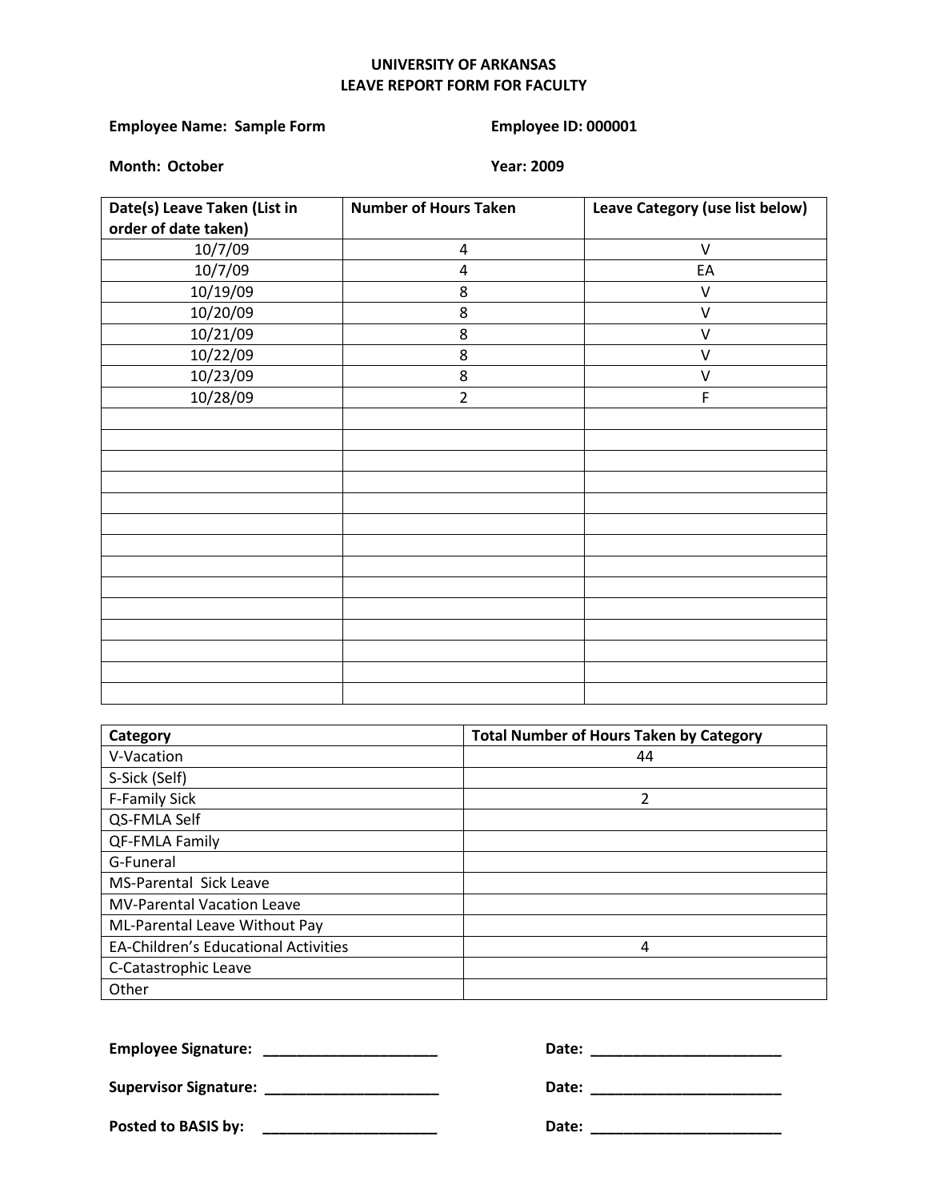**UNIVERSITY OF ARKANSAS**
**LEAVE REPORT FORM FOR FACULTY**

**Employee Name: Sample Form** **Employee ID: 000001**

**Month: October** **Year: 2009**

| Date(s) Leave Taken (List in order of date taken) | Number of Hours Taken | Leave Category (use list below) |
|---|---|---|
| 10/7/09 | 4 | V |
| 10/7/09 | 4 | EA |
| 10/19/09 | 8 | V |
| 10/20/09 | 8 | V |
| 10/21/09 | 8 | V |
| 10/22/09 | 8 | V |
| 10/23/09 | 8 | V |
| 10/28/09 | 2 | F |
| | | |
| | | |
| | | |
| | | |
| | | |
| | | |
| | | |
| | | |
| | | |
| | | |
| | | |
| | | |
| | | |
| | | |

| Category | Total Number of Hours Taken by Category |
|---|---|
| V-Vacation | 44 |
| S-Sick (Self) | |
| F-Family Sick | 2 |
| QS-FMLA Self | |
| QF-FMLA Family | |
| G-Funeral | |
| MS-Parental Sick Leave | |
| MV-Parental Vacation Leave | |
| ML-Parental Leave Without Pay | |
| EA-Children's Educational Activities | 4 |
| C-Catastrophic Leave | |
| Other | |

**Employee Signature:** ______________________ **Date:** ________________________

**Supervisor Signature:** ______________________ **Date:** ________________________

**Posted to BASIS by:** ______________________ **Date:** ________________________